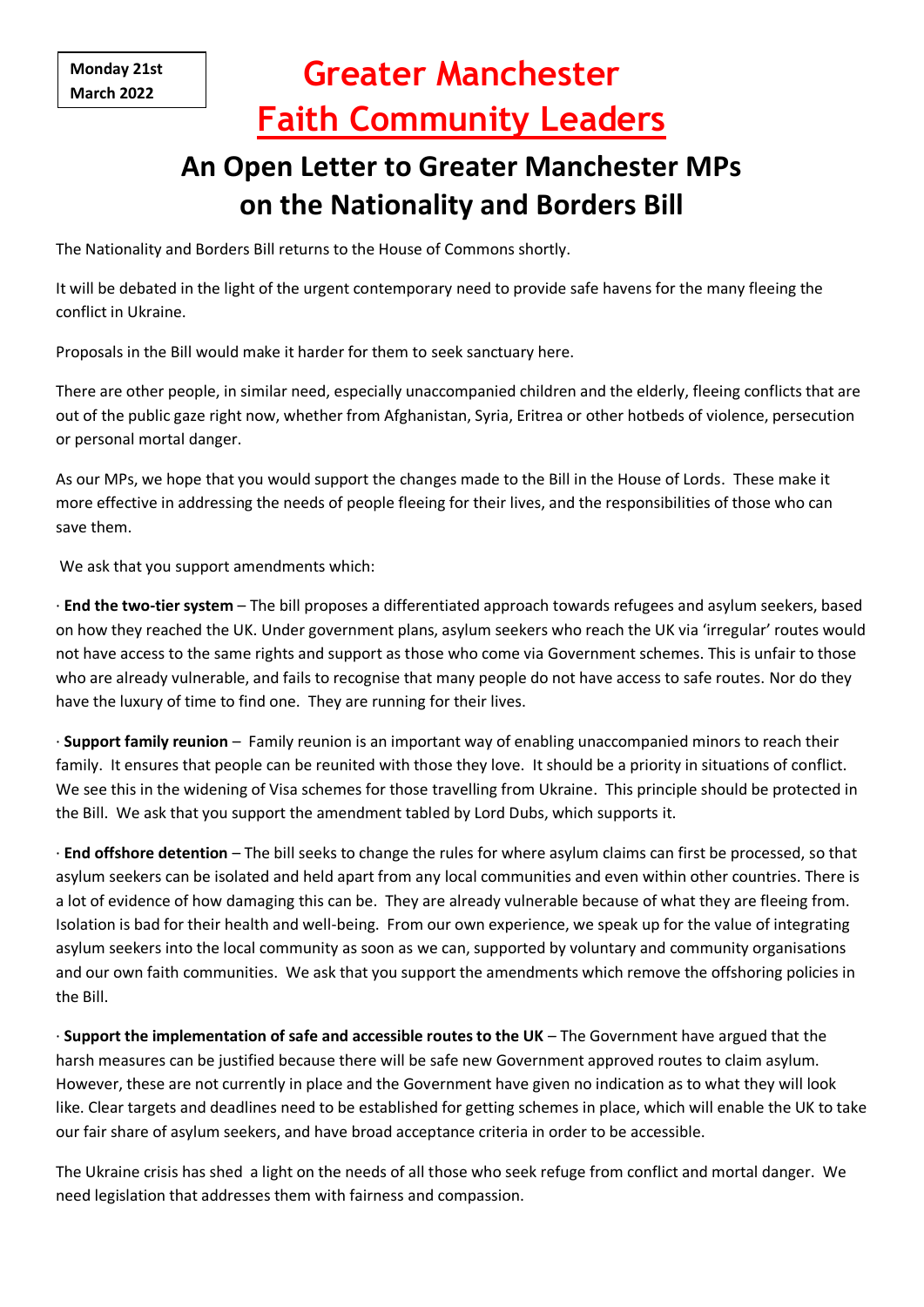**Monday 21st March 2022**

# Greater Manchester Faith Community Leaders

## An Open Letter to Greater Manchester MPs on the Nationality and Borders Bill

The Nationality and Borders Bill returns to the House of Commons shortly.

It will be debated in the light of the urgent contemporary need to provide safe havens for the many fleeing the conflict in Ukraine.

Proposals in the Bill would make it harder for them to seek sanctuary here.

There are other people, in similar need, especially unaccompanied children and the elderly, fleeing conflicts that are out of the public gaze right now, whether from Afghanistan, Syria, Eritrea or other hotbeds of violence, persecution or personal mortal danger.

As our MPs, we hope that you would support the changes made to the Bill in the House of Lords. These make it more effective in addressing the needs of people fleeing for their lives, and the responsibilities of those who can save them.

We ask that you support amendments which:

· **End the two-tier system** – The bill proposes a differentiated approach towards refugees and asylum seekers, based on how they reached the UK. Under government plans, asylum seekers who reach the UK via 'irregular' routes would not have access to the same rights and support as those who come via Government schemes. This is unfair to those who are already vulnerable, and fails to recognise that many people do not have access to safe routes. Nor do they have the luxury of time to find one. They are running for their lives.

· **Support family reunion** – Family reunion is an important way of enabling unaccompanied minors to reach their family. It ensures that people can be reunited with those they love. It should be a priority in situations of conflict. We see this in the widening of Visa schemes for those travelling from Ukraine. This principle should be protected in the Bill. We ask that you support the amendment tabled by Lord Dubs, which supports it.

· **End offshore detention** – The bill seeks to change the rules for where asylum claims can first be processed, so that asylum seekers can be isolated and held apart from any local communities and even within other countries. There is a lot of evidence of how damaging this can be. They are already vulnerable because of what they are fleeing from. Isolation is bad for their health and well-being. From our own experience, we speak up for the value of integrating asylum seekers into the local community as soon as we can, supported by voluntary and community organisations and our own faith communities. We ask that you support the amendments which remove the offshoring policies in the Bill.

· **Support the implementation of safe and accessible routes to the UK** – The Government have argued that the harsh measures can be justified because there will be safe new Government approved routes to claim asylum. However, these are not currently in place and the Government have given no indication as to what they will look like. Clear targets and deadlines need to be established for getting schemes in place, which will enable the UK to take our fair share of asylum seekers, and have broad acceptance criteria in order to be accessible.

The Ukraine crisis has shed a light on the needs of all those who seek refuge from conflict and mortal danger. We need legislation that addresses them with fairness and compassion.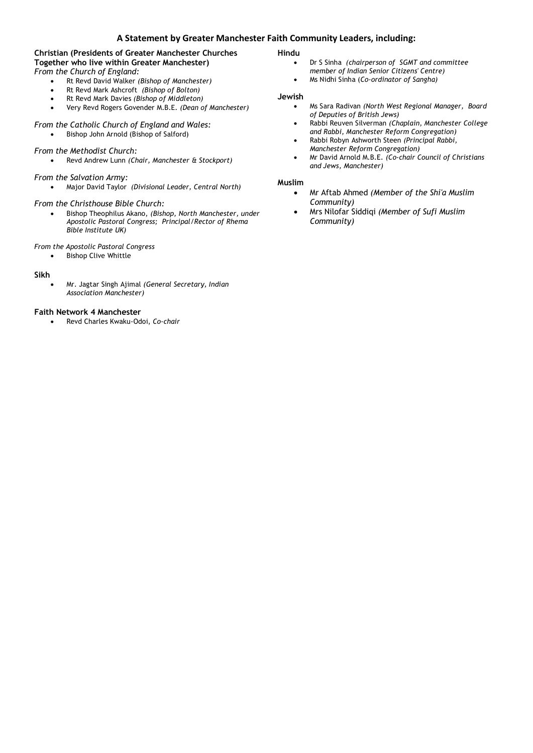## A Statement by Greater Manchester Faith Community Leaders, including:

**Christian (Presidents of Greater Manchester Churches Together who live within Greater Manchester)**

*From the Church of England:*

- Rt Revd David Walker *(Bishop of Manchester)*
- Rt Revd Mark Ashcroft *(Bishop of Bolton)*
- Rt Revd Mark Davies *(Bishop of Middleton)*
- Very Revd Rogers Govender M.B.E. *(Dean of Manchester)*

*From the Catholic Church of England and Wales:*

- Bishop John Arnold (Bishop of Salford)

*From the Methodist Church:*

- Revd Andrew Lunn *(Chair, Manchester & Stockport)*

*From the Salvation Army:*

- Major David Taylor *(Divisional Leader, Central North)*

*From the Christhouse Bible Church:*

- Bishop Theophilus Akano, *(Bishop, North Manchester, under Apostolic Pastoral Congress; Principal/Rector of Rhema Bible Institute UK)*

*From the Apostolic Pastoral Congress*

- Bishop Clive Whittle

**Sikh**

- Mr. Jagtar Singh Ajimal *(General Secretary, Indian Association Manchester)*

**Faith Network 4 Manchester**

- Revd Charles Kwaku-Odoi, *Co-chair*

**Hindu**

- Dr S Sinha *(chairperson of SGMT and committee member of Indian Senior Citizens' Centre)*
- Ms Nidhi Sinha (*Co-ordinator of Sangha)*

**Jewish**

- Ms Sara Radivan *(North West Regional Manager, Board of Deputies of British Jews)*
- Rabbi Reuven Silverman *(Chaplain, Manchester College and Rabbi, Manchester Reform Congregation)*
- Rabbi Robyn Ashworth Steen *(Principal Rabbi, Manchester Reform Congregation)*
- Mr David Arnold M.B.E. *(Co-chair Council of Christians and Jews, Manchester)*

**Muslim**

- Mr Aftab Ahmed *(Member of the Shi'a Muslim Community)*
- Mrs Nilofar Siddiqi *(Member of Sufi Muslim Community)*